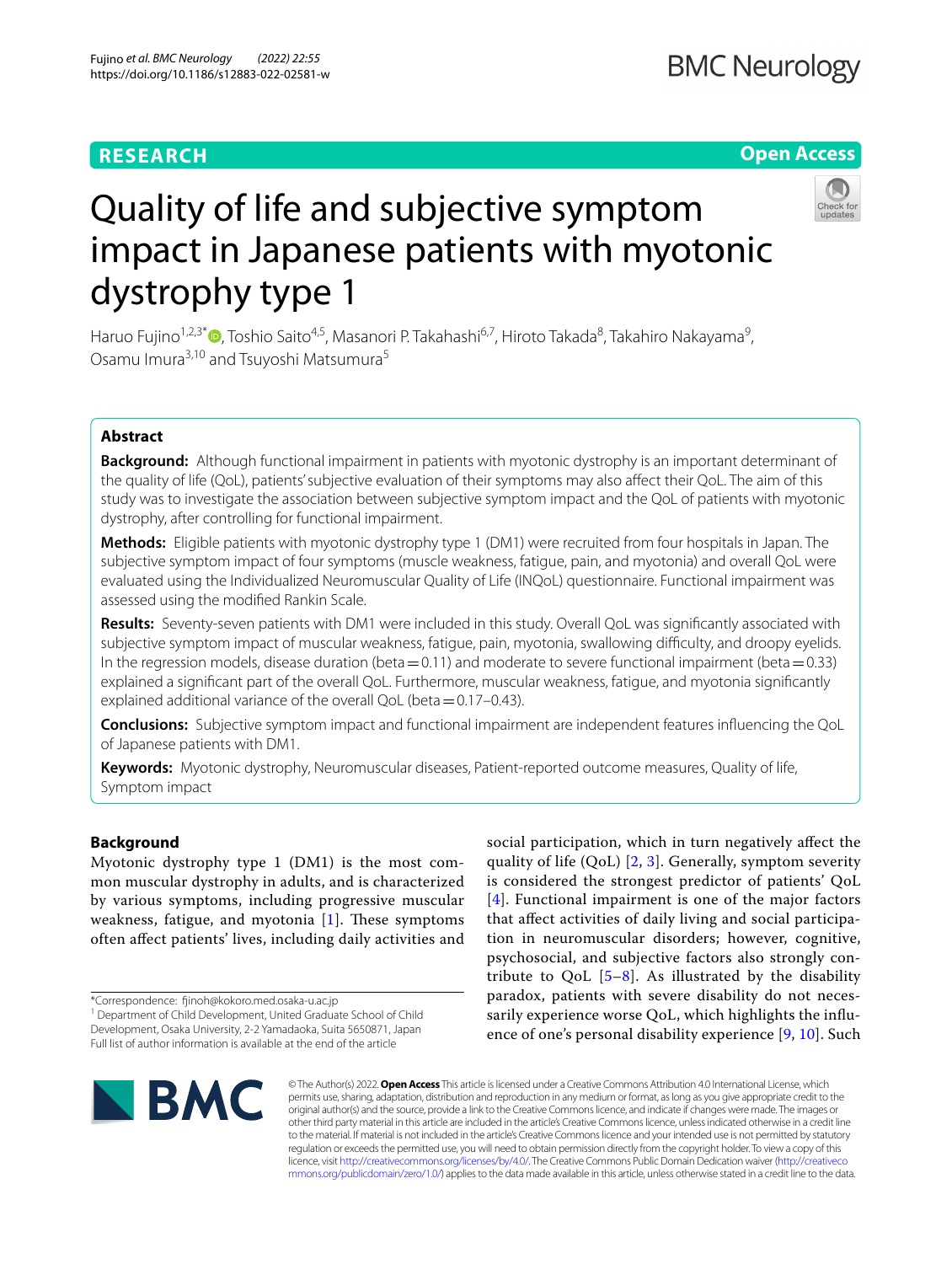RESEARCH

Open Access

# Quality of life and subjective symptom impact in Japanese patients with myotonic dystrophy type 1

Haruo Fujino[1,2,3*], Toshio Saito[4,5], Masanori P. Takahashi[6,7], Hiroto Takada[8], Takahiro Nakayama[9], Osamu Imura[3,10] and Tsuyoshi Matsumura[5]

## Abstract

**Background:** Although functional impairment in patients with myotonic dystrophy is an important determinant of the quality of life (QoL), patients' subjective evaluation of their symptoms may also affect their QoL. The aim of this study was to investigate the association between subjective symptom impact and the QoL of patients with myotonic dystrophy, after controlling for functional impairment.

**Methods:** Eligible patients with myotonic dystrophy type 1 (DM1) were recruited from four hospitals in Japan. The subjective symptom impact of four symptoms (muscle weakness, fatigue, pain, and myotonia) and overall QoL were evaluated using the Individualized Neuromuscular Quality of Life (INQoL) questionnaire. Functional impairment was assessed using the modified Rankin Scale.

**Results:** Seventy-seven patients with DM1 were included in this study. Overall QoL was significantly associated with subjective symptom impact of muscular weakness, fatigue, pain, myotonia, swallowing difficulty, and droopy eyelids. In the regression models, disease duration (beta = 0.11) and moderate to severe functional impairment (beta = 0.33) explained a significant part of the overall QoL. Furthermore, muscular weakness, fatigue, and myotonia significantly explained additional variance of the overall QoL (beta = 0.17–0.43).

**Conclusions:** Subjective symptom impact and functional impairment are independent features influencing the QoL of Japanese patients with DM1.

**Keywords:** Myotonic dystrophy, Neuromuscular diseases, Patient-reported outcome measures, Quality of life, Symptom impact

## Background

Myotonic dystrophy type 1 (DM1) is the most common muscular dystrophy in adults, and is characterized by various symptoms, including progressive muscular weakness, fatigue, and myotonia [1]. These symptoms often affect patients' lives, including daily activities and social participation, which in turn negatively affect the quality of life (QoL) [2, 3]. Generally, symptom severity is considered the strongest predictor of patients' QoL [4]. Functional impairment is one of the major factors that affect activities of daily living and social participation in neuromuscular disorders; however, cognitive, psychosocial, and subjective factors also strongly contribute to QoL [5–8]. As illustrated by the disability paradox, patients with severe disability do not necessarily experience worse QoL, which highlights the influence of one's personal disability experience [9, 10]. Such

*Correspondence: fjinoh@kokoro.med.osaka-u.ac.jp
[1] Department of Child Development, United Graduate School of Child Development, Osaka University, 2-2 Yamadaoka, Suita 5650871, Japan
Full list of author information is available at the end of the article

© The Author(s) 2022. **Open Access** This article is licensed under a Creative Commons Attribution 4.0 International License, which permits use, sharing, adaptation, distribution and reproduction in any medium or format, as long as you give appropriate credit to the original author(s) and the source, provide a link to the Creative Commons licence, and indicate if changes were made. The images or other third party material in this article are included in the article's Creative Commons licence, unless indicated otherwise in a credit line to the material. If material is not included in the article's Creative Commons licence and your intended use is not permitted by statutory regulation or exceeds the permitted use, you will need to obtain permission directly from the copyright holder. To view a copy of this licence, visit http://creativecommons.org/licenses/by/4.0/. The Creative Commons Public Domain Dedication waiver (http://creativecommons.org/publicdomain/zero/1.0/) applies to the data made available in this article, unless otherwise stated in a credit line to the data.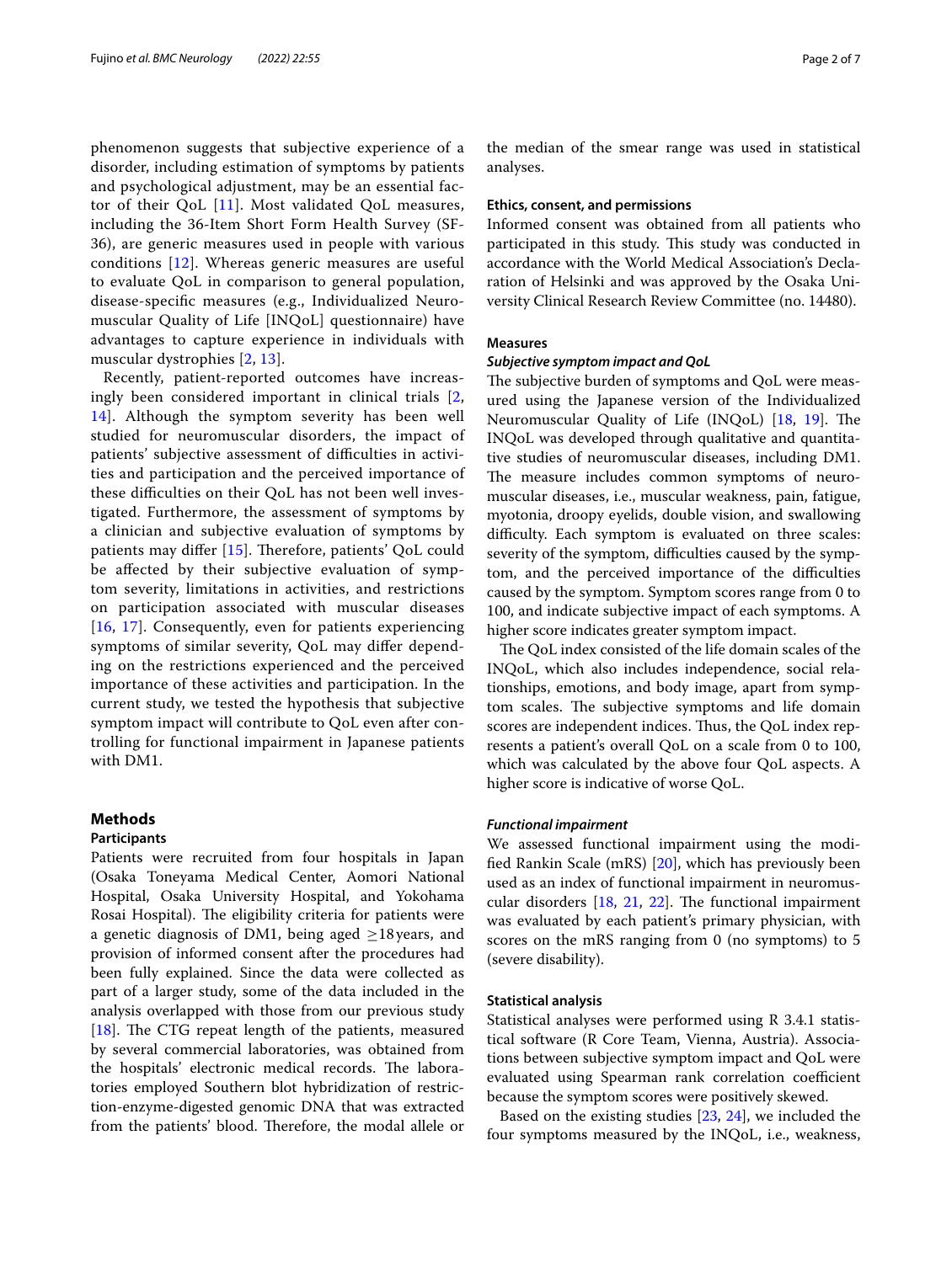phenomenon suggests that subjective experience of a disorder, including estimation of symptoms by patients and psychological adjustment, may be an essential factor of their QoL [11]. Most validated QoL measures, including the 36-Item Short Form Health Survey (SF-36), are generic measures used in people with various conditions [12]. Whereas generic measures are useful to evaluate QoL in comparison to general population, disease-specific measures (e.g., Individualized Neuromuscular Quality of Life [INQoL] questionnaire) have advantages to capture experience in individuals with muscular dystrophies [2, 13].

Recently, patient-reported outcomes have increasingly been considered important in clinical trials [2, 14]. Although the symptom severity has been well studied for neuromuscular disorders, the impact of patients' subjective assessment of difficulties in activities and participation and the perceived importance of these difficulties on their QoL has not been well investigated. Furthermore, the assessment of symptoms by a clinician and subjective evaluation of symptoms by patients may differ [15]. Therefore, patients' QoL could be affected by their subjective evaluation of symptom severity, limitations in activities, and restrictions on participation associated with muscular diseases [16, 17]. Consequently, even for patients experiencing symptoms of similar severity, QoL may differ depending on the restrictions experienced and the perceived importance of these activities and participation. In the current study, we tested the hypothesis that subjective symptom impact will contribute to QoL even after controlling for functional impairment in Japanese patients with DM1.

## Methods

### Participants

Patients were recruited from four hospitals in Japan (Osaka Toneyama Medical Center, Aomori National Hospital, Osaka University Hospital, and Yokohama Rosai Hospital). The eligibility criteria for patients were a genetic diagnosis of DM1, being aged ≥18 years, and provision of informed consent after the procedures had been fully explained. Since the data were collected as part of a larger study, some of the data included in the analysis overlapped with those from our previous study [18]. The CTG repeat length of the patients, measured by several commercial laboratories, was obtained from the hospitals' electronic medical records. The laboratories employed Southern blot hybridization of restriction-enzyme-digested genomic DNA that was extracted from the patients' blood. Therefore, the modal allele or the median of the smear range was used in statistical analyses.

### Ethics, consent, and permissions

Informed consent was obtained from all patients who participated in this study. This study was conducted in accordance with the World Medical Association's Declaration of Helsinki and was approved by the Osaka University Clinical Research Review Committee (no. 14480).

### Measures

#### *Subjective symptom impact and QoL*

The subjective burden of symptoms and QoL were measured using the Japanese version of the Individualized Neuromuscular Quality of Life (INQoL) [18, 19]. The INQoL was developed through qualitative and quantitative studies of neuromuscular diseases, including DM1. The measure includes common symptoms of neuromuscular diseases, i.e., muscular weakness, pain, fatigue, myotonia, droopy eyelids, double vision, and swallowing difficulty. Each symptom is evaluated on three scales: severity of the symptom, difficulties caused by the symptom, and the perceived importance of the difficulties caused by the symptom. Symptom scores range from 0 to 100, and indicate subjective impact of each symptoms. A higher score indicates greater symptom impact.

The QoL index consisted of the life domain scales of the INQoL, which also includes independence, social relationships, emotions, and body image, apart from symptom scales. The subjective symptoms and life domain scores are independent indices. Thus, the QoL index represents a patient's overall QoL on a scale from 0 to 100, which was calculated by the above four QoL aspects. A higher score is indicative of worse QoL.

#### *Functional impairment*

We assessed functional impairment using the modified Rankin Scale (mRS) [20], which has previously been used as an index of functional impairment in neuromuscular disorders [18, 21, 22]. The functional impairment was evaluated by each patient's primary physician, with scores on the mRS ranging from 0 (no symptoms) to 5 (severe disability).

### Statistical analysis

Statistical analyses were performed using R 3.4.1 statistical software (R Core Team, Vienna, Austria). Associations between subjective symptom impact and QoL were evaluated using Spearman rank correlation coefficient because the symptom scores were positively skewed.

Based on the existing studies [23, 24], we included the four symptoms measured by the INQoL, i.e., weakness,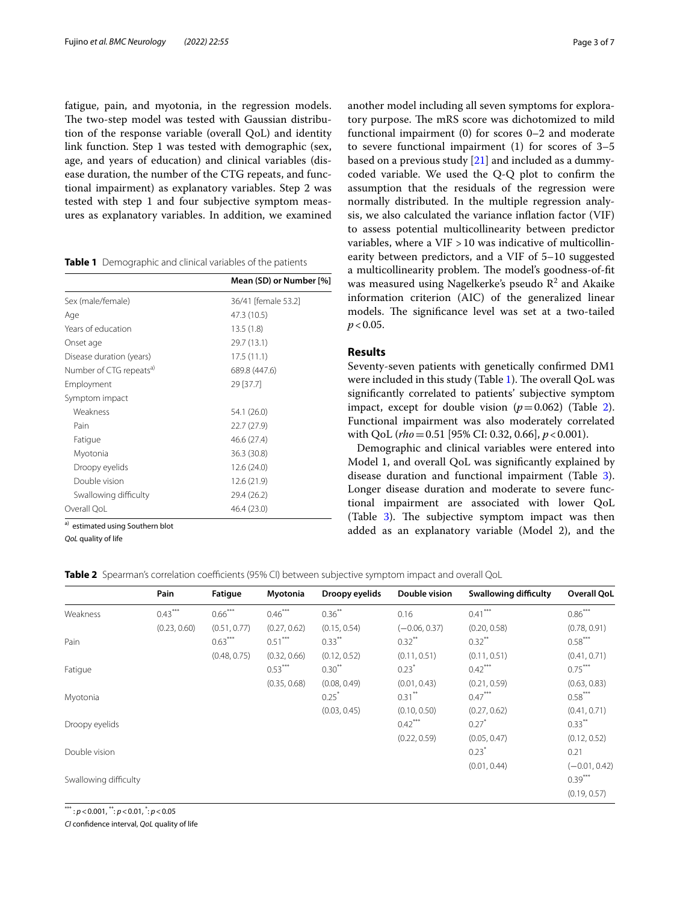fatigue, pain, and myotonia, in the regression models. The two-step model was tested with Gaussian distribution of the response variable (overall QoL) and identity link function. Step 1 was tested with demographic (sex, age, and years of education) and clinical variables (disease duration, the number of the CTG repeats, and functional impairment) as explanatory variables. Step 2 was tested with step 1 and four subjective symptom measures as explanatory variables. In addition, we examined another model including all seven symptoms for exploratory purpose. The mRS score was dichotomized to mild functional impairment (0) for scores 0–2 and moderate to severe functional impairment (1) for scores of 3–5 based on a previous study [21] and included as a dummy-coded variable. We used the Q-Q plot to confirm the assumption that the residuals of the regression were normally distributed. In the multiple regression analysis, we also calculated the variance inflation factor (VIF) to assess potential multicollinearity between predictor variables, where a VIF >10 was indicative of multicollinearity between predictors, and a VIF of 5–10 suggested a multicollinearity problem. The model's goodness-of-fit was measured using Nagelkerke's pseudo $R^2$ and Akaike information criterion (AIC) of the generalized linear models. The significance level was set at a two-tailed $p<0.05$.

**Table 1** Demographic and clinical variables of the patients

| | Mean (SD) or Number [%] |
|---|---|
| Sex (male/female) | 36/41 [female 53.2] |
| Age | 47.3 (10.5) |
| Years of education | 13.5 (1.8) |
| Onset age | 29.7 (13.1) |
| Disease duration (years) | 17.5 (11.1) |
| Number of CTG repeats[a] | 689.8 (447.6) |
| Employment | 29 [37.7] |
| Symptom impact | |
| Weakness | 54.1 (26.0) |
| Pain | 22.7 (27.9) |
| Fatigue | 46.6 (27.4) |
| Myotonia | 36.3 (30.8) |
| Droopy eyelids | 12.6 (24.0) |
| Double vision | 12.6 (21.9) |
| Swallowing difficulty | 29.4 (26.2) |
| Overall QoL | 46.4 (23.0) |

[a] estimated using Southern blot

*QoL* quality of life

## Results

Seventy-seven patients with genetically confirmed DM1 were included in this study (Table 1). The overall QoL was significantly correlated to patients' subjective symptom impact, except for double vision ($p=0.062$) (Table 2). Functional impairment was also moderately correlated with QoL (*rho* = 0.51 [95% CI: 0.32, 0.66], $p<0.001$).

Demographic and clinical variables were entered into Model 1, and overall QoL was significantly explained by disease duration and functional impairment (Table 3). Longer disease duration and moderate to severe functional impairment are associated with lower QoL (Table 3). The subjective symptom impact was then added as an explanatory variable (Model 2), and the

**Table 2** Spearman's correlation coefficients (95% CI) between subjective symptom impact and overall QoL

| | Pain | Fatigue | Myotonia | Droopy eyelids | Double vision | Swallowing difficulty | Overall QoL |
|---|---|---|---|---|---|---|---|
| Weakness | 0.43*** | 0.66*** | 0.46*** | 0.36** | 0.16 | 0.41*** | 0.86*** |
| | (0.23, 0.60) | (0.51, 0.77) | (0.27, 0.62) | (0.15, 0.54) | (−0.06, 0.37) | (0.20, 0.58) | (0.78, 0.91) |
| Pain | | 0.63*** | 0.51*** | 0.33** | 0.32** | 0.32** | 0.58*** |
| | | (0.48, 0.75) | (0.32, 0.66) | (0.12, 0.52) | (0.11, 0.51) | (0.11, 0.51) | (0.41, 0.71) |
| Fatigue | | | 0.53*** | 0.30** | 0.23* | 0.42*** | 0.75*** |
| | | | (0.35, 0.68) | (0.08, 0.49) | (0.01, 0.43) | (0.21, 0.59) | (0.63, 0.83) |
| Myotonia | | | | 0.25* | 0.31** | 0.47*** | 0.58*** |
| | | | | (0.03, 0.45) | (0.10, 0.50) | (0.27, 0.62) | (0.41, 0.71) |
| Droopy eyelids | | | | | 0.42*** | 0.27* | 0.33** |
| | | | | | (0.22, 0.59) | (0.05, 0.47) | (0.12, 0.52) |
| Double vision | | | | | | 0.23* | 0.21 |
| | | | | | | (0.01, 0.44) | (−0.01, 0.42) |
| Swallowing difficulty | | | | | | | 0.39*** |
| | | | | | | | (0.19, 0.57) |

***: $p<0.001$, **: $p<0.01$, *: $p<0.05$

*CI* confidence interval, *QoL* quality of life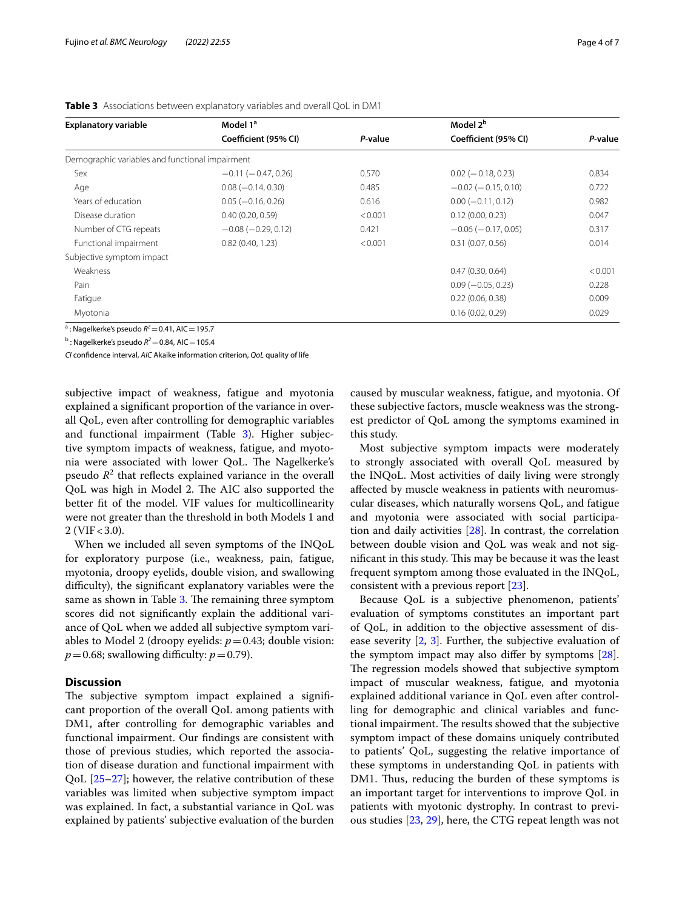**Table 3** Associations between explanatory variables and overall QoL in DM1

| Explanatory variable | Model 1[a] | | Model 2[b] | |
|---|---|---|---|---|
| | Coefficient (95% CI) | *P*-value | Coefficient (95% CI) | *P*-value |
| Demographic variables and functional impairment | | | | |
| Sex | −0.11 (−0.47, 0.26) | 0.570 | 0.02 (−0.18, 0.23) | 0.834 |
| Age | 0.08 (−0.14, 0.30) | 0.485 | −0.02 (−0.15, 0.10) | 0.722 |
| Years of education | 0.05 (−0.16, 0.26) | 0.616 | 0.00 (−0.11, 0.12) | 0.982 |
| Disease duration | 0.40 (0.20, 0.59) | <0.001 | 0.12 (0.00, 0.23) | 0.047 |
| Number of CTG repeats | −0.08 (−0.29, 0.12) | 0.421 | −0.06 (−0.17, 0.05) | 0.317 |
| Functional impairment | 0.82 (0.40, 1.23) | <0.001 | 0.31 (0.07, 0.56) | 0.014 |
| Subjective symptom impact | | | | |
| Weakness | | | 0.47 (0.30, 0.64) | <0.001 |
| Pain | | | 0.09 (−0.05, 0.23) | 0.228 |
| Fatigue | | | 0.22 (0.06, 0.38) | 0.009 |
| Myotonia | | | 0.16 (0.02, 0.29) | 0.029 |

[a] : Nagelkerke's pseudo $R^2 = 0.41$, AIC = 195.7

[b] : Nagelkerke's pseudo $R^2 = 0.84$, AIC = 105.4

*CI* confidence interval, *AIC* Akaike information criterion, *QoL* quality of life

subjective impact of weakness, fatigue and myotonia explained a significant proportion of the variance in overall QoL, even after controlling for demographic variables and functional impairment (Table 3). Higher subjective symptom impacts of weakness, fatigue, and myotonia were associated with lower QoL. The Nagelkerke's pseudo $R^2$ that reflects explained variance in the overall QoL was high in Model 2. The AIC also supported the better fit of the model. VIF values for multicollinearity were not greater than the threshold in both Models 1 and 2 (VIF < 3.0).

When we included all seven symptoms of the INQoL for exploratory purpose (i.e., weakness, pain, fatigue, myotonia, droopy eyelids, double vision, and swallowing difficulty), the significant explanatory variables were the same as shown in Table 3. The remaining three symptom scores did not significantly explain the additional variance of QoL when we added all subjective symptom variables to Model 2 (droopy eyelids: $p = 0.43$; double vision: $p = 0.68$; swallowing difficulty: $p = 0.79$).

## Discussion

The subjective symptom impact explained a significant proportion of the overall QoL among patients with DM1, after controlling for demographic variables and functional impairment. Our findings are consistent with those of previous studies, which reported the association of disease duration and functional impairment with QoL [25–27]; however, the relative contribution of these variables was limited when subjective symptom impact was explained. In fact, a substantial variance in QoL was explained by patients' subjective evaluation of the burden caused by muscular weakness, fatigue, and myotonia. Of these subjective factors, muscle weakness was the strongest predictor of QoL among the symptoms examined in this study.

Most subjective symptom impacts were moderately to strongly associated with overall QoL measured by the INQoL. Most activities of daily living were strongly affected by muscle weakness in patients with neuromuscular diseases, which naturally worsens QoL, and fatigue and myotonia were associated with social participation and daily activities [28]. In contrast, the correlation between double vision and QoL was weak and not significant in this study. This may be because it was the least frequent symptom among those evaluated in the INQoL, consistent with a previous report [23].

Because QoL is a subjective phenomenon, patients' evaluation of symptoms constitutes an important part of QoL, in addition to the objective assessment of disease severity [2, 3]. Further, the subjective evaluation of the symptom impact may also differ by symptoms [28]. The regression models showed that subjective symptom impact of muscular weakness, fatigue, and myotonia explained additional variance in QoL even after controlling for demographic and clinical variables and functional impairment. The results showed that the subjective symptom impact of these domains uniquely contributed to patients' QoL, suggesting the relative importance of these symptoms in understanding QoL in patients with DM1. Thus, reducing the burden of these symptoms is an important target for interventions to improve QoL in patients with myotonic dystrophy. In contrast to previous studies [23, 29], here, the CTG repeat length was not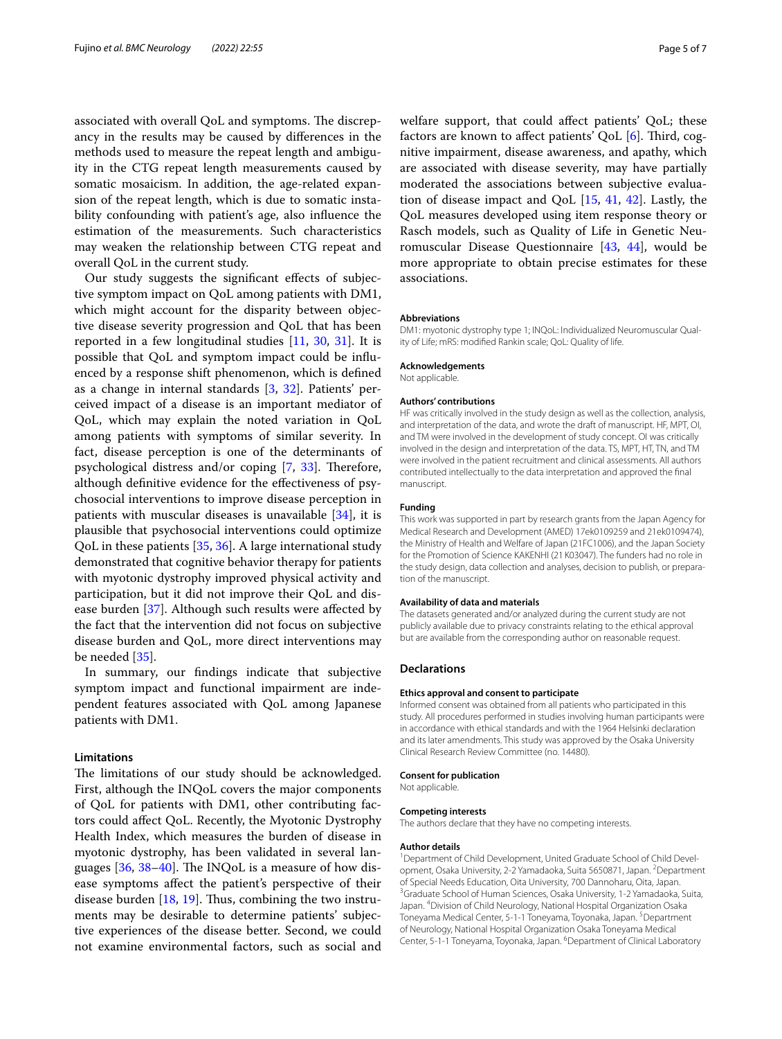associated with overall QoL and symptoms. The discrepancy in the results may be caused by differences in the methods used to measure the repeat length and ambiguity in the CTG repeat length measurements caused by somatic mosaicism. In addition, the age-related expansion of the repeat length, which is due to somatic instability confounding with patient's age, also influence the estimation of the measurements. Such characteristics may weaken the relationship between CTG repeat and overall QoL in the current study.

Our study suggests the significant effects of subjective symptom impact on QoL among patients with DM1, which might account for the disparity between objective disease severity progression and QoL that has been reported in a few longitudinal studies [11, 30, 31]. It is possible that QoL and symptom impact could be influenced by a response shift phenomenon, which is defined as a change in internal standards [3, 32]. Patients' perceived impact of a disease is an important mediator of QoL, which may explain the noted variation in QoL among patients with symptoms of similar severity. In fact, disease perception is one of the determinants of psychological distress and/or coping [7, 33]. Therefore, although definitive evidence for the effectiveness of psychosocial interventions to improve disease perception in patients with muscular diseases is unavailable [34], it is plausible that psychosocial interventions could optimize QoL in these patients [35, 36]. A large international study demonstrated that cognitive behavior therapy for patients with myotonic dystrophy improved physical activity and participation, but it did not improve their QoL and disease burden [37]. Although such results were affected by the fact that the intervention did not focus on subjective disease burden and QoL, more direct interventions may be needed [35].

In summary, our findings indicate that subjective symptom impact and functional impairment are independent features associated with QoL among Japanese patients with DM1.

### Limitations

The limitations of our study should be acknowledged. First, although the INQoL covers the major components of QoL for patients with DM1, other contributing factors could affect QoL. Recently, the Myotonic Dystrophy Health Index, which measures the burden of disease in myotonic dystrophy, has been validated in several languages [36, 38–40]. The INQoL is a measure of how disease symptoms affect the patient's perspective of their disease burden [18, 19]. Thus, combining the two instruments may be desirable to determine patients' subjective experiences of the disease better. Second, we could not examine environmental factors, such as social and welfare support, that could affect patients' QoL; these factors are known to affect patients' QoL [6]. Third, cognitive impairment, disease awareness, and apathy, which are associated with disease severity, may have partially moderated the associations between subjective evaluation of disease impact and QoL [15, 41, 42]. Lastly, the QoL measures developed using item response theory or Rasch models, such as Quality of Life in Genetic Neuromuscular Disease Questionnaire [43, 44], would be more appropriate to obtain precise estimates for these associations.

#### Abbreviations

DM1: myotonic dystrophy type 1; INQoL: Individualized Neuromuscular Quality of Life; mRS: modified Rankin scale; QoL: Quality of life.

#### Acknowledgements

Not applicable.

#### Authors' contributions

HF was critically involved in the study design as well as the collection, analysis, and interpretation of the data, and wrote the draft of manuscript. HF, MPT, OI, and TM were involved in the development of study concept. OI was critically involved in the design and interpretation of the data. TS, MPT, HT, TN, and TM were involved in the patient recruitment and clinical assessments. All authors contributed intellectually to the data interpretation and approved the final manuscript.

#### Funding

This work was supported in part by research grants from the Japan Agency for Medical Research and Development (AMED) 17ek0109259 and 21ek0109474), the Ministry of Health and Welfare of Japan (21FC1006), and the Japan Society for the Promotion of Science KAKENHI (21K03047). The funders had no role in the study design, data collection and analyses, decision to publish, or preparation of the manuscript.

#### Availability of data and materials

The datasets generated and/or analyzed during the current study are not publicly available due to privacy constraints relating to the ethical approval but are available from the corresponding author on reasonable request.

### Declarations

#### Ethics approval and consent to participate

Informed consent was obtained from all patients who participated in this study. All procedures performed in studies involving human participants were in accordance with ethical standards and with the 1964 Helsinki declaration and its later amendments. This study was approved by the Osaka University Clinical Research Review Committee (no. 14480).

#### Consent for publication

Not applicable.

#### Competing interests

The authors declare that they have no competing interests.

#### Author details

[1]Department of Child Development, United Graduate School of Child Development, Osaka University, 2-2 Yamadaoka, Suita 5650871, Japan. [2]Department of Special Needs Education, Oita University, 700 Dannoharu, Oita, Japan. [3]Graduate School of Human Sciences, Osaka University, 1-2 Yamadaoka, Suita, Japan. [4]Division of Child Neurology, National Hospital Organization Osaka Toneyama Medical Center, 5-1-1 Toneyama, Toyonaka, Japan. [5]Department of Neurology, National Hospital Organization Osaka Toneyama Medical Center, 5-1-1 Toneyama, Toyonaka, Japan. [6]Department of Clinical Laboratory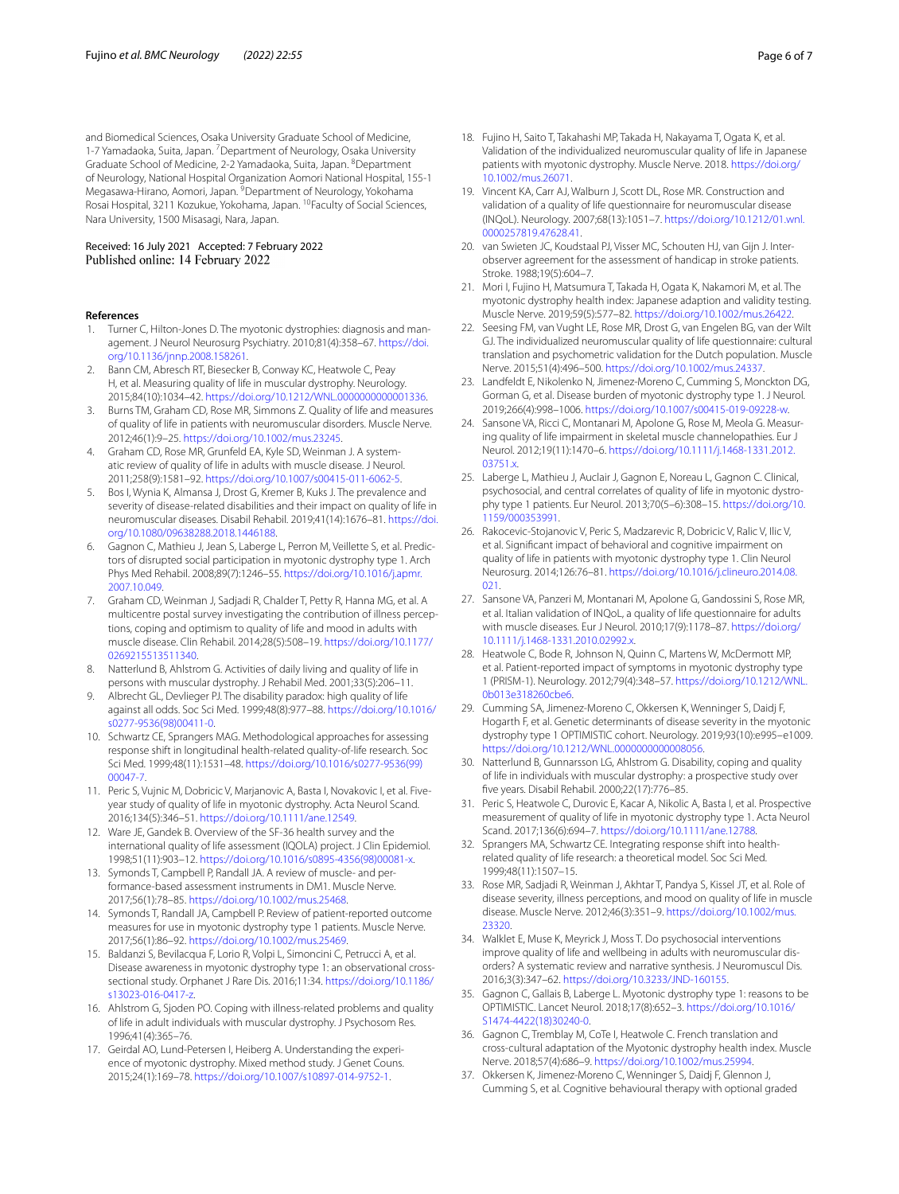and Biomedical Sciences, Osaka University Graduate School of Medicine, 1-7 Yamadaoka, Suita, Japan. [7]Department of Neurology, Osaka University Graduate School of Medicine, 2-2 Yamadaoka, Suita, Japan. [8]Department of Neurology, National Hospital Organization Aomori National Hospital, 155-1 Megasawa-Hirano, Aomori, Japan. [9]Department of Neurology, Yokohama Rosai Hospital, 3211 Kozukue, Yokohama, Japan. [10]Faculty of Social Sciences, Nara University, 1500 Misasagi, Nara, Japan.

Received: 16 July 2021 Accepted: 7 February 2022
Published online: 14 February 2022

## References

1. Turner C, Hilton-Jones D. The myotonic dystrophies: diagnosis and management. J Neurol Neurosurg Psychiatry. 2010;81(4):358–67. https://doi.org/10.1136/jnnp.2008.158261.
2. Bann CM, Abresch RT, Biesecker B, Conway KC, Heatwole C, Peay H, et al. Measuring quality of life in muscular dystrophy. Neurology. 2015;84(10):1034–42. https://doi.org/10.1212/WNL.0000000000001336.
3. Burns TM, Graham CD, Rose MR, Simmons Z. Quality of life and measures of quality of life in patients with neuromuscular disorders. Muscle Nerve. 2012;46(1):9–25. https://doi.org/10.1002/mus.23245.
4. Graham CD, Rose MR, Grunfeld EA, Kyle SD, Weinman J. A systematic review of quality of life in adults with muscle disease. J Neurol. 2011;258(9):1581–92. https://doi.org/10.1007/s00415-011-6062-5.
5. Bos I, Wynia K, Almansa J, Drost G, Kremer B, Kuks J. The prevalence and severity of disease-related disabilities and their impact on quality of life in neuromuscular diseases. Disabil Rehabil. 2019;41(14):1676–81. https://doi.org/10.1080/09638288.2018.1446188.
6. Gagnon C, Mathieu J, Jean S, Laberge L, Perron M, Veillette S, et al. Predictors of disrupted social participation in myotonic dystrophy type 1. Arch Phys Med Rehabil. 2008;89(7):1246–55. https://doi.org/10.1016/j.apmr.2007.10.049.
7. Graham CD, Weinman J, Sadjadi R, Chalder T, Petty R, Hanna MG, et al. A multicentre postal survey investigating the contribution of illness perceptions, coping and optimism to quality of life and mood in adults with muscle disease. Clin Rehabil. 2014;28(5):508–19. https://doi.org/10.1177/0269215513511340.
8. Natterlund B, Ahlstrom G. Activities of daily living and quality of life in persons with muscular dystrophy. J Rehabil Med. 2001;33(5):206–11.
9. Albrecht GL, Devlieger PJ. The disability paradox: high quality of life against all odds. Soc Sci Med. 1999;48(8):977–88. https://doi.org/10.1016/s0277-9536(98)00411-0.
10. Schwartz CE, Sprangers MAG. Methodological approaches for assessing response shift in longitudinal health-related quality-of-life research. Soc Sci Med. 1999;48(11):1531–48. https://doi.org/10.1016/s0277-9536(99)00047-7.
11. Peric S, Vujnic M, Dobricic V, Marjanovic A, Basta I, Novakovic I, et al. Five-year study of quality of life in myotonic dystrophy. Acta Neurol Scand. 2016;134(5):346–51. https://doi.org/10.1111/ane.12549.
12. Ware JE, Gandek B. Overview of the SF-36 health survey and the international quality of life assessment (IQOLA) project. J Clin Epidemiol. 1998;51(11):903–12. https://doi.org/10.1016/s0895-4356(98)00081-x.
13. Symonds T, Campbell P, Randall JA. A review of muscle- and performance-based assessment instruments in DM1. Muscle Nerve. 2017;56(1):78–85. https://doi.org/10.1002/mus.25468.
14. Symonds T, Randall JA, Campbell P. Review of patient-reported outcome measures for use in myotonic dystrophy type 1 patients. Muscle Nerve. 2017;56(1):86–92. https://doi.org/10.1002/mus.25469.
15. Baldanzi S, Bevilacqua F, Lorio R, Volpi L, Simoncini C, Petrucci A, et al. Disease awareness in myotonic dystrophy type 1: an observational cross-sectional study. Orphanet J Rare Dis. 2016;11:34. https://doi.org/10.1186/s13023-016-0417-z.
16. Ahlstrom G, Sjoden PO. Coping with illness-related problems and quality of life in adult individuals with muscular dystrophy. J Psychosom Res. 1996;41(4):365–76.
17. Geirdal AO, Lund-Petersen I, Heiberg A. Understanding the experience of myotonic dystrophy. Mixed method study. J Genet Couns. 2015;24(1):169–78. https://doi.org/10.1007/s10897-014-9752-1.
18. Fujino H, Saito T, Takahashi MP, Takada H, Nakayama T, Ogata K, et al. Validation of the individualized neuromuscular quality of life in Japanese patients with myotonic dystrophy. Muscle Nerve. 2018. https://doi.org/10.1002/mus.26071.
19. Vincent KA, Carr AJ, Walburn J, Scott DL, Rose MR. Construction and validation of a quality of life questionnaire for neuromuscular disease (INQoL). Neurology. 2007;68(13):1051–7. https://doi.org/10.1212/01.wnl.0000257819.47628.41.
20. van Swieten JC, Koudstaal PJ, Visser MC, Schouten HJ, van Gijn J. Interobserver agreement for the assessment of handicap in stroke patients. Stroke. 1988;19(5):604–7.
21. Mori I, Fujino H, Matsumura T, Takada H, Ogata K, Nakamori M, et al. The myotonic dystrophy health index: Japanese adaption and validity testing. Muscle Nerve. 2019;59(5):577–82. https://doi.org/10.1002/mus.26422.
22. Seesing FM, van Vught LE, Rose MR, Drost G, van Engelen BG, van der Wilt GJ. The individualized neuromuscular quality of life questionnaire: cultural translation and psychometric validation for the Dutch population. Muscle Nerve. 2015;51(4):496–500. https://doi.org/10.1002/mus.24337.
23. Landfeldt E, Nikolenko N, Jimenez-Moreno C, Cumming S, Monckton DG, Gorman G, et al. Disease burden of myotonic dystrophy type 1. J Neurol. 2019;266(4):998–1006. https://doi.org/10.1007/s00415-019-09228-w.
24. Sansone VA, Ricci C, Montanari M, Apolone G, Rose M, Meola G. Measuring quality of life impairment in skeletal muscle channelopathies. Eur J Neurol. 2012;19(11):1470–6. https://doi.org/10.1111/j.1468-1331.2012.03751.x.
25. Laberge L, Mathieu J, Auclair J, Gagnon E, Noreau L, Gagnon C. Clinical, psychosocial, and central correlates of quality of life in myotonic dystrophy type 1 patients. Eur Neurol. 2013;70(5–6):308–15. https://doi.org/10.1159/000353991.
26. Rakocevic-Stojanovic V, Peric S, Madzarevic R, Dobricic V, Ralic V, Ilic V, et al. Significant impact of behavioral and cognitive impairment on quality of life in patients with myotonic dystrophy type 1. Clin Neurol Neurosurg. 2014;126:76–81. https://doi.org/10.1016/j.clineuro.2014.08.021.
27. Sansone VA, Panzeri M, Montanari M, Apolone G, Gandossini S, Rose MR, et al. Italian validation of INQoL, a quality of life questionnaire for adults with muscle diseases. Eur J Neurol. 2010;17(9):1178–87. https://doi.org/10.1111/j.1468-1331.2010.02992.x.
28. Heatwole C, Bode R, Johnson N, Quinn C, Martens W, McDermott MP, et al. Patient-reported impact of symptoms in myotonic dystrophy type 1 (PRISM-1). Neurology. 2012;79(4):348–57. https://doi.org/10.1212/WNL.0b013e318260cbe6.
29. Cumming SA, Jimenez-Moreno C, Okkersen K, Wenninger S, Daidj F, Hogarth F, et al. Genetic determinants of disease severity in the myotonic dystrophy type 1 OPTIMISTIC cohort. Neurology. 2019;93(10):e995–e1009. https://doi.org/10.1212/WNL.0000000000008056.
30. Natterlund B, Gunnarsson LG, Ahlstrom G. Disability, coping and quality of life in individuals with muscular dystrophy: a prospective study over five years. Disabil Rehabil. 2000;22(17):776–85.
31. Peric S, Heatwole C, Durovic E, Kacar A, Nikolic A, Basta I, et al. Prospective measurement of quality of life in myotonic dystrophy type 1. Acta Neurol Scand. 2017;136(6):694–7. https://doi.org/10.1111/ane.12788.
32. Sprangers MA, Schwartz CE. Integrating response shift into health-related quality of life research: a theoretical model. Soc Sci Med. 1999;48(11):1507–15.
33. Rose MR, Sadjadi R, Weinman J, Akhtar T, Pandya S, Kissel JT, et al. Role of disease severity, illness perceptions, and mood on quality of life in muscle disease. Muscle Nerve. 2012;46(3):351–9. https://doi.org/10.1002/mus.23320.
34. Walklet E, Muse K, Meyrick J, Moss T. Do psychosocial interventions improve quality of life and wellbeing in adults with neuromuscular disorders? A systematic review and narrative synthesis. J Neuromuscul Dis. 2016;3(3):347–62. https://doi.org/10.3233/JND-160155.
35. Gagnon C, Gallais B, Laberge L. Myotonic dystrophy type 1: reasons to be OPTIMISTIC. Lancet Neurol. 2018;17(8):652–3. https://doi.org/10.1016/S1474-4422(18)30240-0.
36. Gagnon C, Tremblay M, CoTe I, Heatwole C. French translation and cross-cultural adaptation of the Myotonic dystrophy health index. Muscle Nerve. 2018;57(4):686–9. https://doi.org/10.1002/mus.25994.
37. Okkersen K, Jimenez-Moreno C, Wenninger S, Daidj F, Glennon J, Cumming S, et al. Cognitive behavioural therapy with optional graded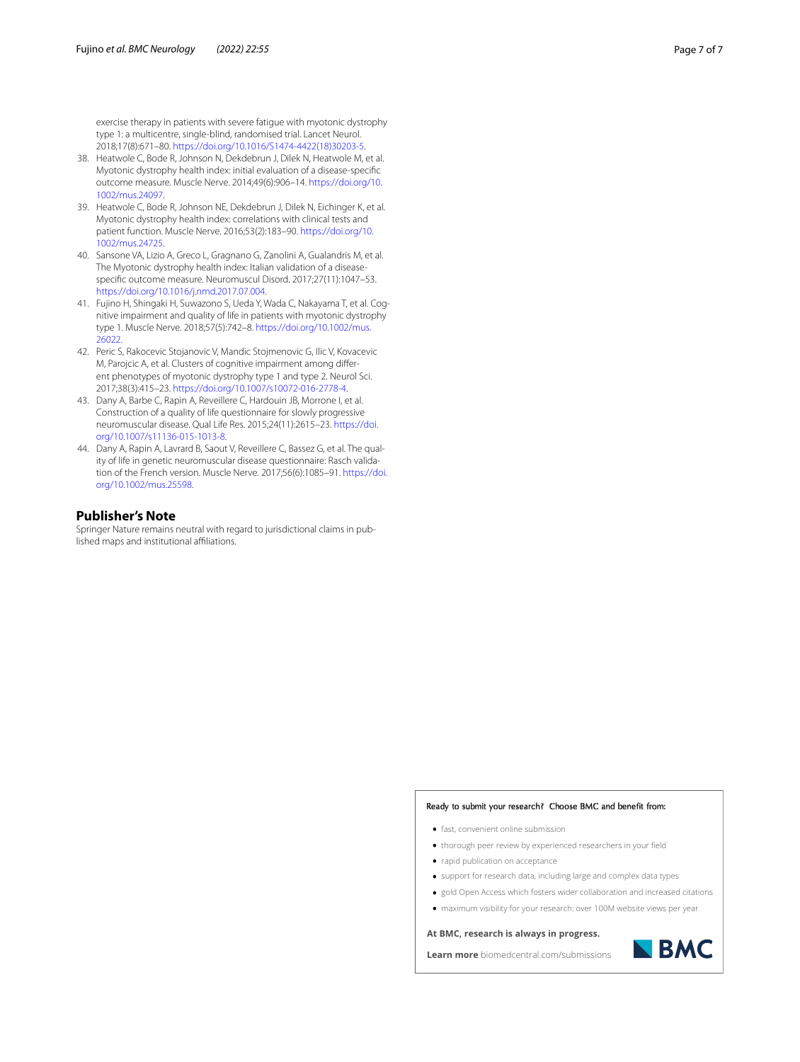exercise therapy in patients with severe fatigue with myotonic dystrophy type 1: a multicentre, single-blind, randomised trial. Lancet Neurol. 2018;17(8):671–80. https://doi.org/10.1016/S1474-4422(18)30203-5.

38. Heatwole C, Bode R, Johnson N, Dekdebrun J, Dilek N, Heatwole M, et al. Myotonic dystrophy health index: initial evaluation of a disease-specific outcome measure. Muscle Nerve. 2014;49(6):906–14. https://doi.org/10.1002/mus.24097.
39. Heatwole C, Bode R, Johnson NE, Dekdebrun J, Dilek N, Eichinger K, et al. Myotonic dystrophy health index: correlations with clinical tests and patient function. Muscle Nerve. 2016;53(2):183–90. https://doi.org/10.1002/mus.24725.
40. Sansone VA, Lizio A, Greco L, Gragnano G, Zanolini A, Gualandris M, et al. The Myotonic dystrophy health index: Italian validation of a disease-specific outcome measure. Neuromuscul Disord. 2017;27(11):1047–53. https://doi.org/10.1016/j.nmd.2017.07.004.
41. Fujino H, Shingaki H, Suwazono S, Ueda Y, Wada C, Nakayama T, et al. Cognitive impairment and quality of life in patients with myotonic dystrophy type 1. Muscle Nerve. 2018;57(5):742–8. https://doi.org/10.1002/mus.26022.
42. Peric S, Rakocevic Stojanovic V, Mandic Stojmenovic G, Ilic V, Kovacevic M, Parojcic A, et al. Clusters of cognitive impairment among different phenotypes of myotonic dystrophy type 1 and type 2. Neurol Sci. 2017;38(3):415–23. https://doi.org/10.1007/s10072-016-2778-4.
43. Dany A, Barbe C, Rapin A, Reveillere C, Hardouin JB, Morrone I, et al. Construction of a quality of life questionnaire for slowly progressive neuromuscular disease. Qual Life Res. 2015;24(11):2615–23. https://doi.org/10.1007/s11136-015-1013-8.
44. Dany A, Rapin A, Lavrard B, Saout V, Reveillere C, Bassez G, et al. The quality of life in genetic neuromuscular disease questionnaire: Rasch validation of the French version. Muscle Nerve. 2017;56(6):1085–91. https://doi.org/10.1002/mus.25598.

## Publisher's Note

Springer Nature remains neutral with regard to jurisdictional claims in published maps and institutional affiliations.

Ready to submit your research? Choose BMC and benefit from:

- fast, convenient online submission
- thorough peer review by experienced researchers in your field
- rapid publication on acceptance
- support for research data, including large and complex data types
- gold Open Access which fosters wider collaboration and increased citations
- maximum visibility for your research: over 100M website views per year

**At BMC, research is always in progress.**

**Learn more** biomedcentral.com/submissions